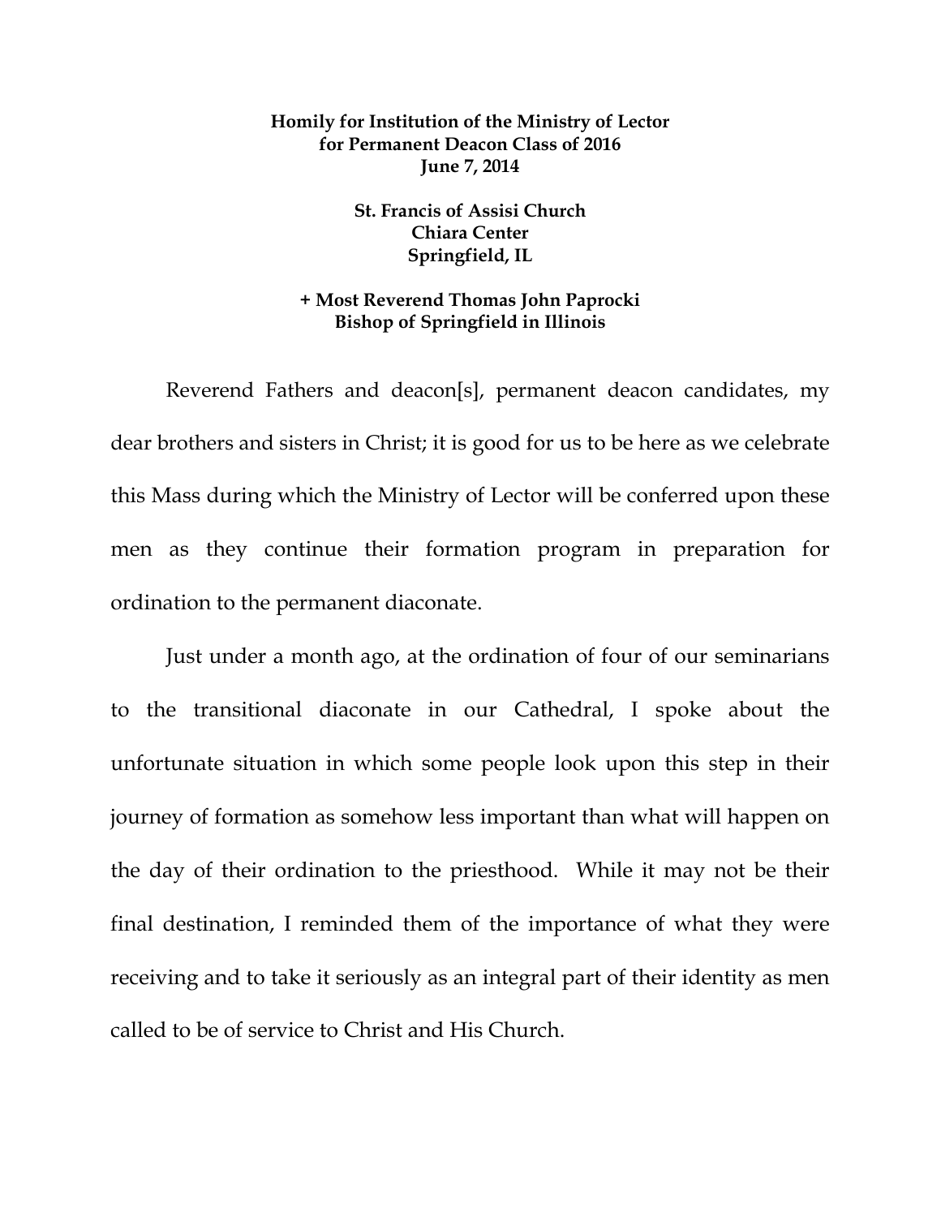**Homily for Institution of the Ministry of Lector for Permanent Deacon Class of 2016**
**June 7, 2014**

**St. Francis of Assisi Church**
**Chiara Center**
**Springfield, IL**

**+ Most Reverend Thomas John Paprocki**
**Bishop of Springfield in Illinois**

Reverend Fathers and deacon[s], permanent deacon candidates, my dear brothers and sisters in Christ; it is good for us to be here as we celebrate this Mass during which the Ministry of Lector will be conferred upon these men as they continue their formation program in preparation for ordination to the permanent diaconate.

Just under a month ago, at the ordination of four of our seminarians to the transitional diaconate in our Cathedral, I spoke about the unfortunate situation in which some people look upon this step in their journey of formation as somehow less important than what will happen on the day of their ordination to the priesthood. While it may not be their final destination, I reminded them of the importance of what they were receiving and to take it seriously as an integral part of their identity as men called to be of service to Christ and His Church.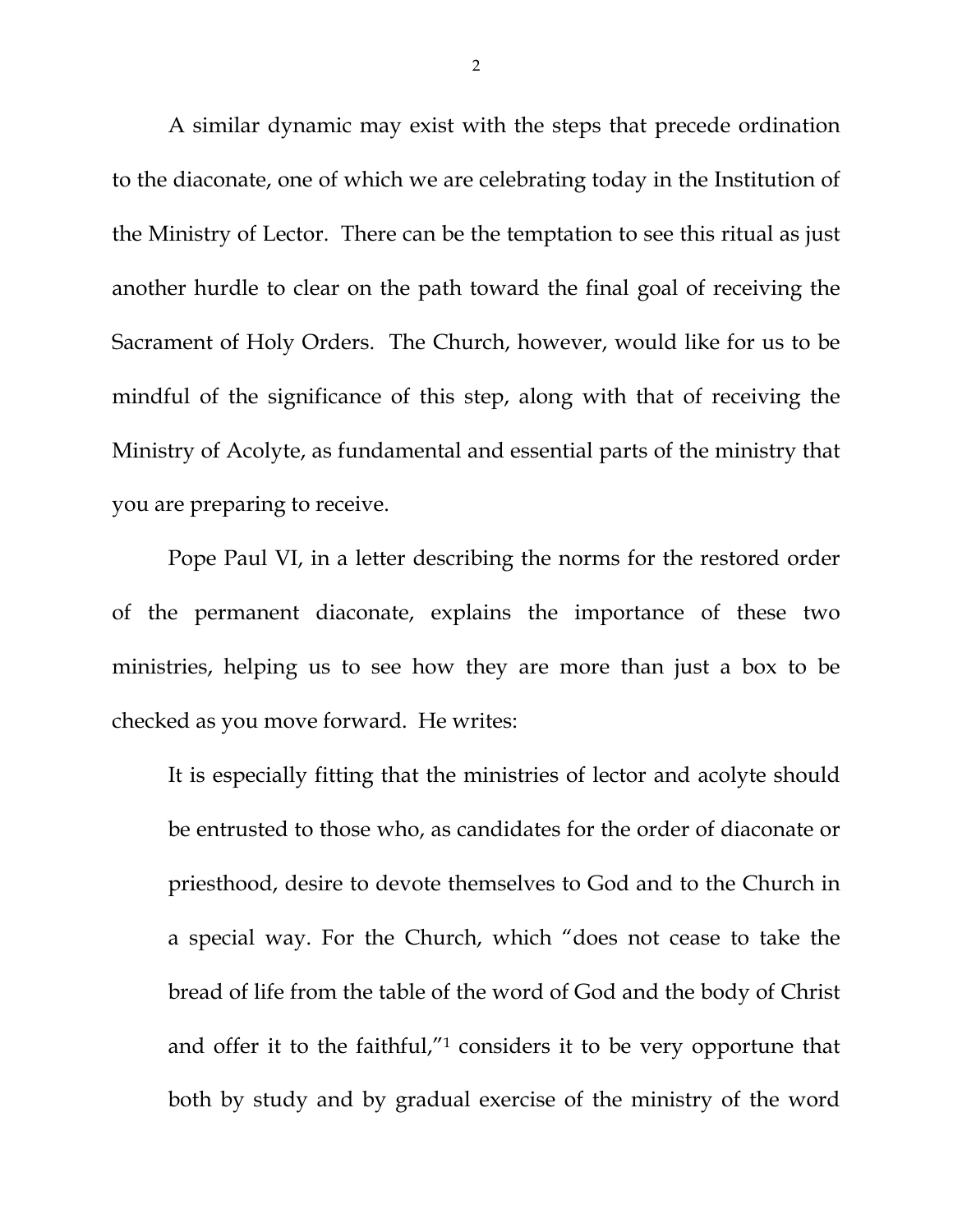A similar dynamic may exist with the steps that precede ordination to the diaconate, one of which we are celebrating today in the Institution of the Ministry of Lector. There can be the temptation to see this ritual as just another hurdle to clear on the path toward the final goal of receiving the Sacrament of Holy Orders. The Church, however, would like for us to be mindful of the significance of this step, along with that of receiving the Ministry of Acolyte, as fundamental and essential parts of the ministry that you are preparing to receive.

Pope Paul VI, in a letter describing the norms for the restored order of the permanent diaconate, explains the importance of these two ministries, helping us to see how they are more than just a box to be checked as you move forward. He writes:

> It is especially fitting that the ministries of lector and acolyte should be entrusted to those who, as candidates for the order of diaconate or priesthood, desire to devote themselves to God and to the Church in a special way. For the Church, which "does not cease to take the bread of life from the table of the word of God and the body of Christ and offer it to the faithful,"[1] considers it to be very opportune that both by study and by gradual exercise of the ministry of the word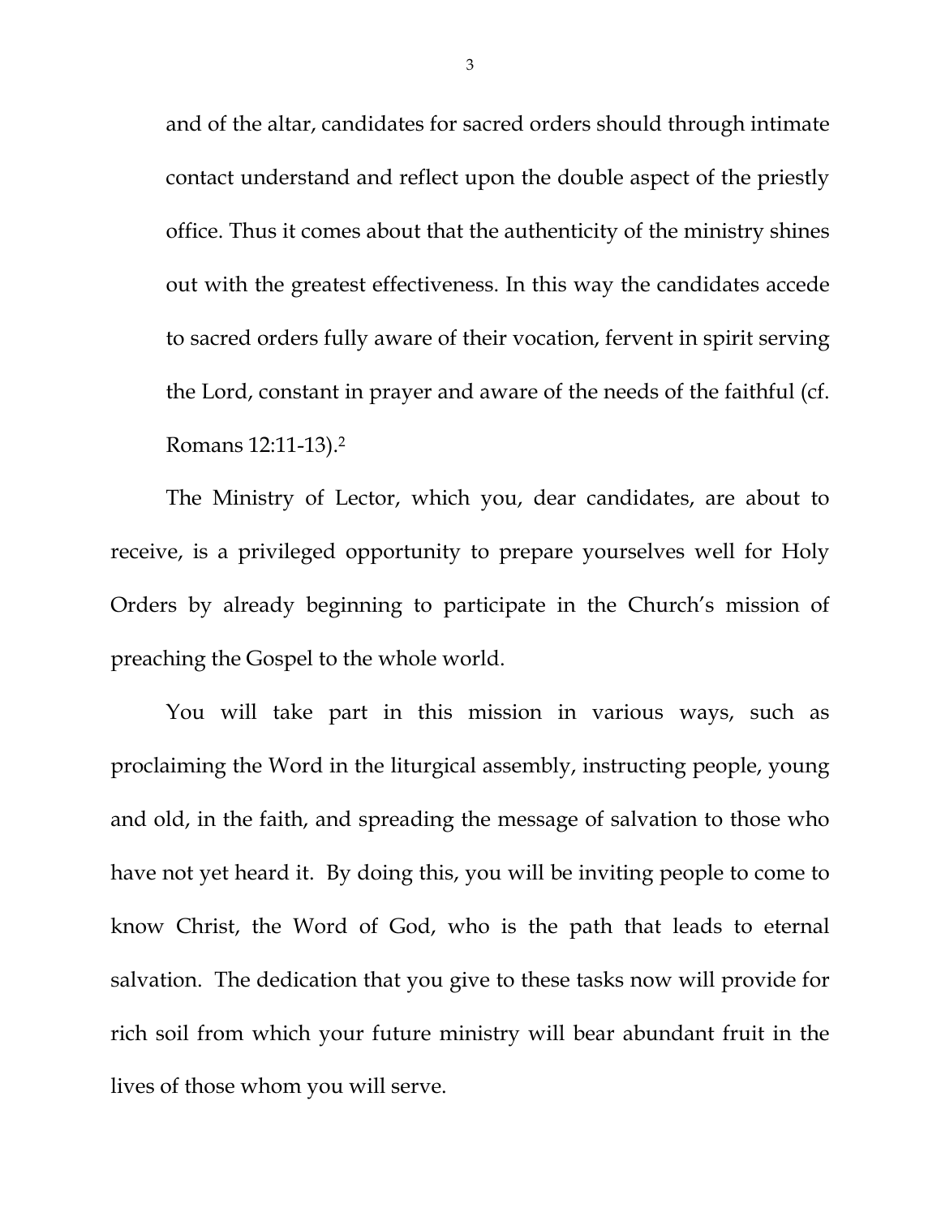and of the altar, candidates for sacred orders should through intimate contact understand and reflect upon the double aspect of the priestly office. Thus it comes about that the authenticity of the ministry shines out with the greatest effectiveness. In this way the candidates accede to sacred orders fully aware of their vocation, fervent in spirit serving the Lord, constant in prayer and aware of the needs of the faithful (cf. Romans 12:11-13).[2]

The Ministry of Lector, which you, dear candidates, are about to receive, is a privileged opportunity to prepare yourselves well for Holy Orders by already beginning to participate in the Church's mission of preaching the Gospel to the whole world.

You will take part in this mission in various ways, such as proclaiming the Word in the liturgical assembly, instructing people, young and old, in the faith, and spreading the message of salvation to those who have not yet heard it. By doing this, you will be inviting people to come to know Christ, the Word of God, who is the path that leads to eternal salvation. The dedication that you give to these tasks now will provide for rich soil from which your future ministry will bear abundant fruit in the lives of those whom you will serve.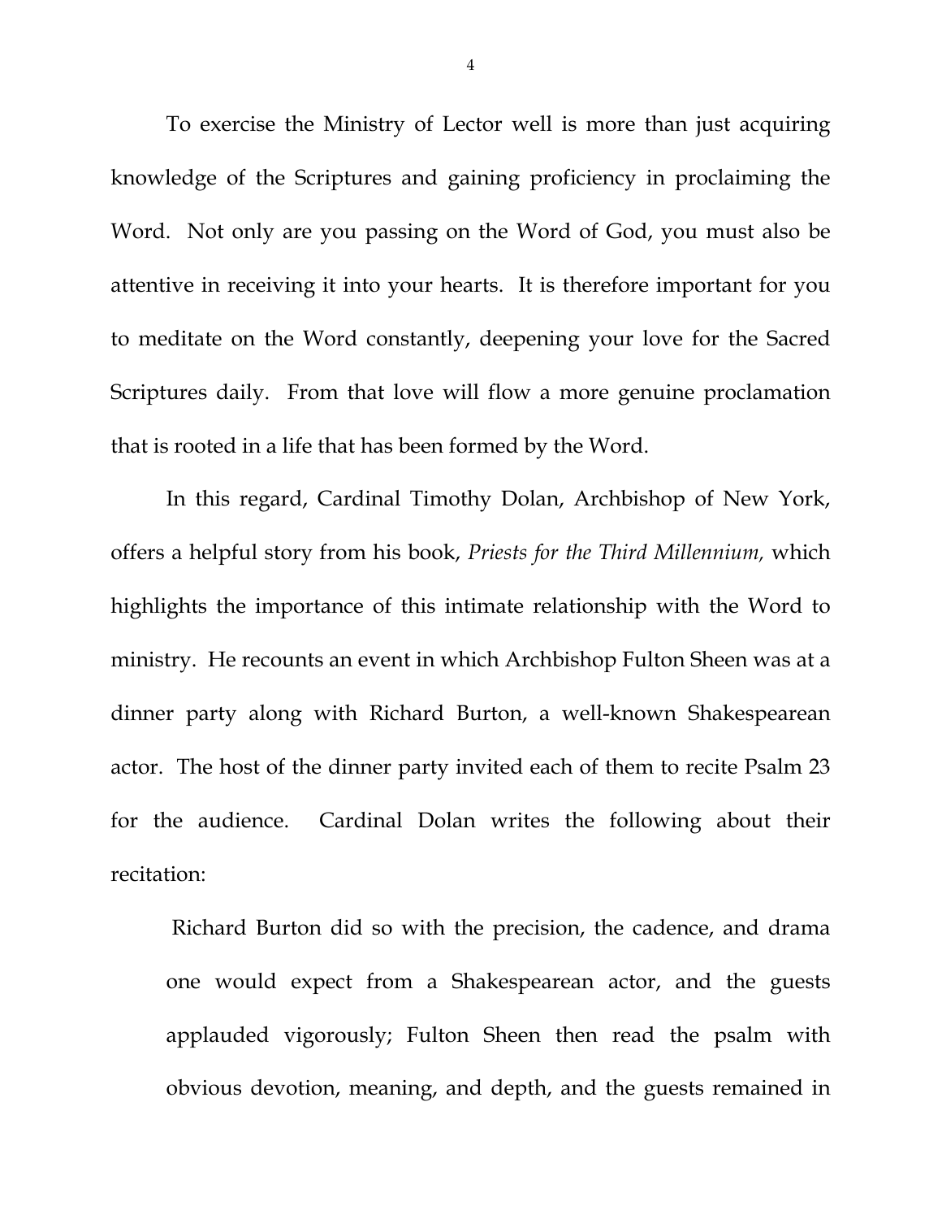To exercise the Ministry of Lector well is more than just acquiring knowledge of the Scriptures and gaining proficiency in proclaiming the Word. Not only are you passing on the Word of God, you must also be attentive in receiving it into your hearts. It is therefore important for you to meditate on the Word constantly, deepening your love for the Sacred Scriptures daily. From that love will flow a more genuine proclamation that is rooted in a life that has been formed by the Word.

In this regard, Cardinal Timothy Dolan, Archbishop of New York, offers a helpful story from his book, *Priests for the Third Millennium,* which highlights the importance of this intimate relationship with the Word to ministry. He recounts an event in which Archbishop Fulton Sheen was at a dinner party along with Richard Burton, a well-known Shakespearean actor. The host of the dinner party invited each of them to recite Psalm 23 for the audience. Cardinal Dolan writes the following about their recitation:

> Richard Burton did so with the precision, the cadence, and drama one would expect from a Shakespearean actor, and the guests applauded vigorously; Fulton Sheen then read the psalm with obvious devotion, meaning, and depth, and the guests remained in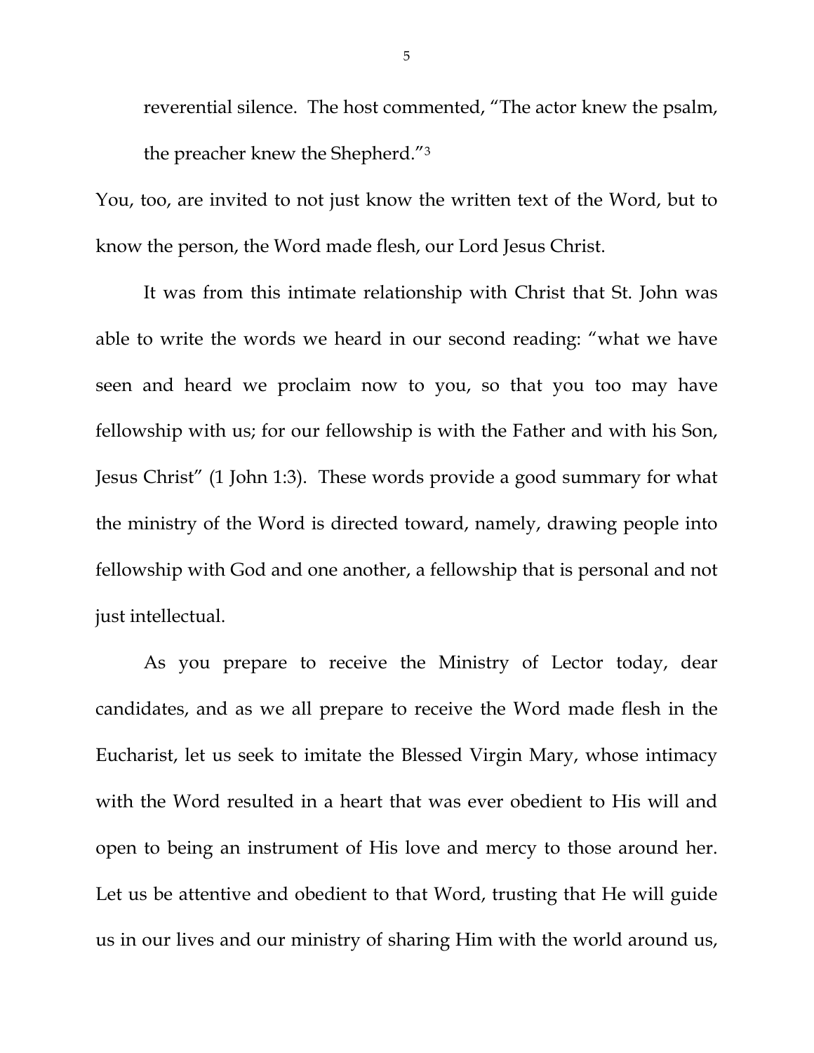reverential silence. The host commented, "The actor knew the psalm, the preacher knew the Shepherd."[3]

You, too, are invited to not just know the written text of the Word, but to know the person, the Word made flesh, our Lord Jesus Christ.

It was from this intimate relationship with Christ that St. John was able to write the words we heard in our second reading: "what we have seen and heard we proclaim now to you, so that you too may have fellowship with us; for our fellowship is with the Father and with his Son, Jesus Christ" (1 John 1:3). These words provide a good summary for what the ministry of the Word is directed toward, namely, drawing people into fellowship with God and one another, a fellowship that is personal and not just intellectual.

As you prepare to receive the Ministry of Lector today, dear candidates, and as we all prepare to receive the Word made flesh in the Eucharist, let us seek to imitate the Blessed Virgin Mary, whose intimacy with the Word resulted in a heart that was ever obedient to His will and open to being an instrument of His love and mercy to those around her. Let us be attentive and obedient to that Word, trusting that He will guide us in our lives and our ministry of sharing Him with the world around us,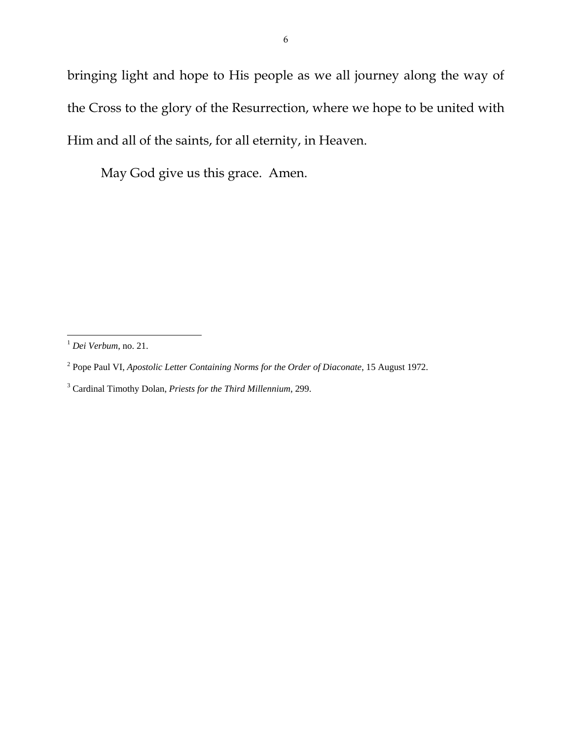bringing light and hope to His people as we all journey along the way of the Cross to the glory of the Resurrection, where we hope to be united with Him and all of the saints, for all eternity, in Heaven.

May God give us this grace. Amen.

---

[1] *Dei Verbum*, no. 21.

[2] Pope Paul VI, *Apostolic Letter Containing Norms for the Order of Diaconate*, 15 August 1972.

[3] Cardinal Timothy Dolan, *Priests for the Third Millennium*, 299.